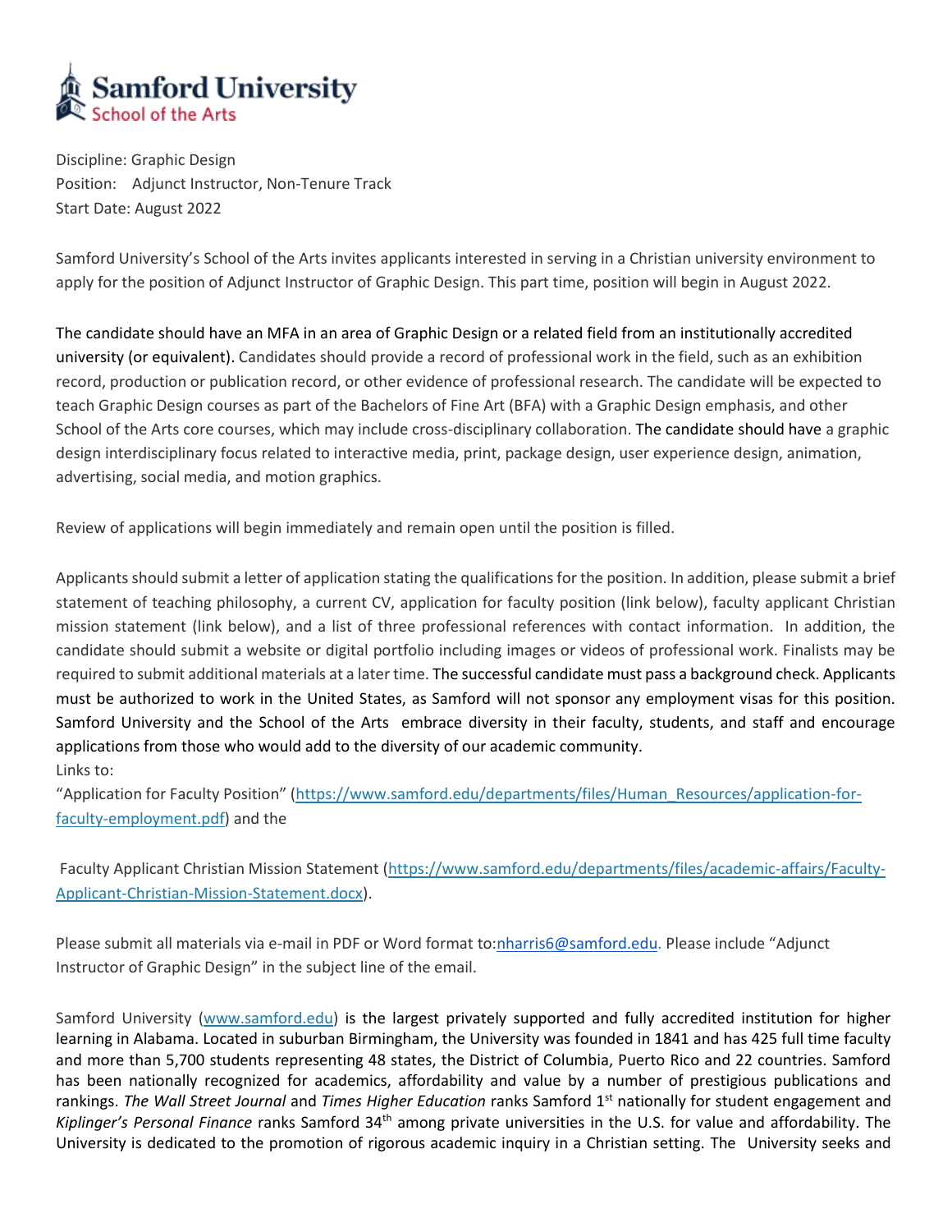**Samford University**
School of the Arts

Discipline: Graphic Design
Position: Adjunct Instructor, Non-Tenure Track
Start Date: August 2022

Samford University's School of the Arts invites applicants interested in serving in a Christian university environment to apply for the position of Adjunct Instructor of Graphic Design. This part time, position will begin in August 2022.

The candidate should have an MFA in an area of Graphic Design or a related field from an institutionally accredited university (or equivalent). Candidates should provide a record of professional work in the field, such as an exhibition record, production or publication record, or other evidence of professional research. The candidate will be expected to teach Graphic Design courses as part of the Bachelors of Fine Art (BFA) with a Graphic Design emphasis, and other School of the Arts core courses, which may include cross-disciplinary collaboration. The candidate should have a graphic design interdisciplinary focus related to interactive media, print, package design, user experience design, animation, advertising, social media, and motion graphics.

Review of applications will begin immediately and remain open until the position is filled.

Applicants should submit a letter of application stating the qualifications for the position. In addition, please submit a brief statement of teaching philosophy, a current CV, application for faculty position (link below), faculty applicant Christian mission statement (link below), and a list of three professional references with contact information. In addition, the candidate should submit a website or digital portfolio including images or videos of professional work. Finalists may be required to submit additional materials at a later time. The successful candidate must pass a background check. Applicants must be authorized to work in the United States, as Samford will not sponsor any employment visas for this position. Samford University and the School of the Arts embrace diversity in their faculty, students, and staff and encourage applications from those who would add to the diversity of our academic community.
Links to:
"Application for Faculty Position" (https://www.samford.edu/departments/files/Human_Resources/application-for-faculty-employment.pdf) and the

Faculty Applicant Christian Mission Statement (https://www.samford.edu/departments/files/academic-affairs/Faculty-Applicant-Christian-Mission-Statement.docx).

Please submit all materials via e-mail in PDF or Word format to:nharris6@samford.edu. Please include "Adjunct Instructor of Graphic Design" in the subject line of the email.

Samford University (www.samford.edu) is the largest privately supported and fully accredited institution for higher learning in Alabama. Located in suburban Birmingham, the University was founded in 1841 and has 425 full time faculty and more than 5,700 students representing 48 states, the District of Columbia, Puerto Rico and 22 countries. Samford has been nationally recognized for academics, affordability and value by a number of prestigious publications and rankings. *The Wall Street Journal* and *Times Higher Education* ranks Samford 1st nationally for student engagement and *Kiplinger's Personal Finance* ranks Samford 34th among private universities in the U.S. for value and affordability. The University is dedicated to the promotion of rigorous academic inquiry in a Christian setting. The University seeks and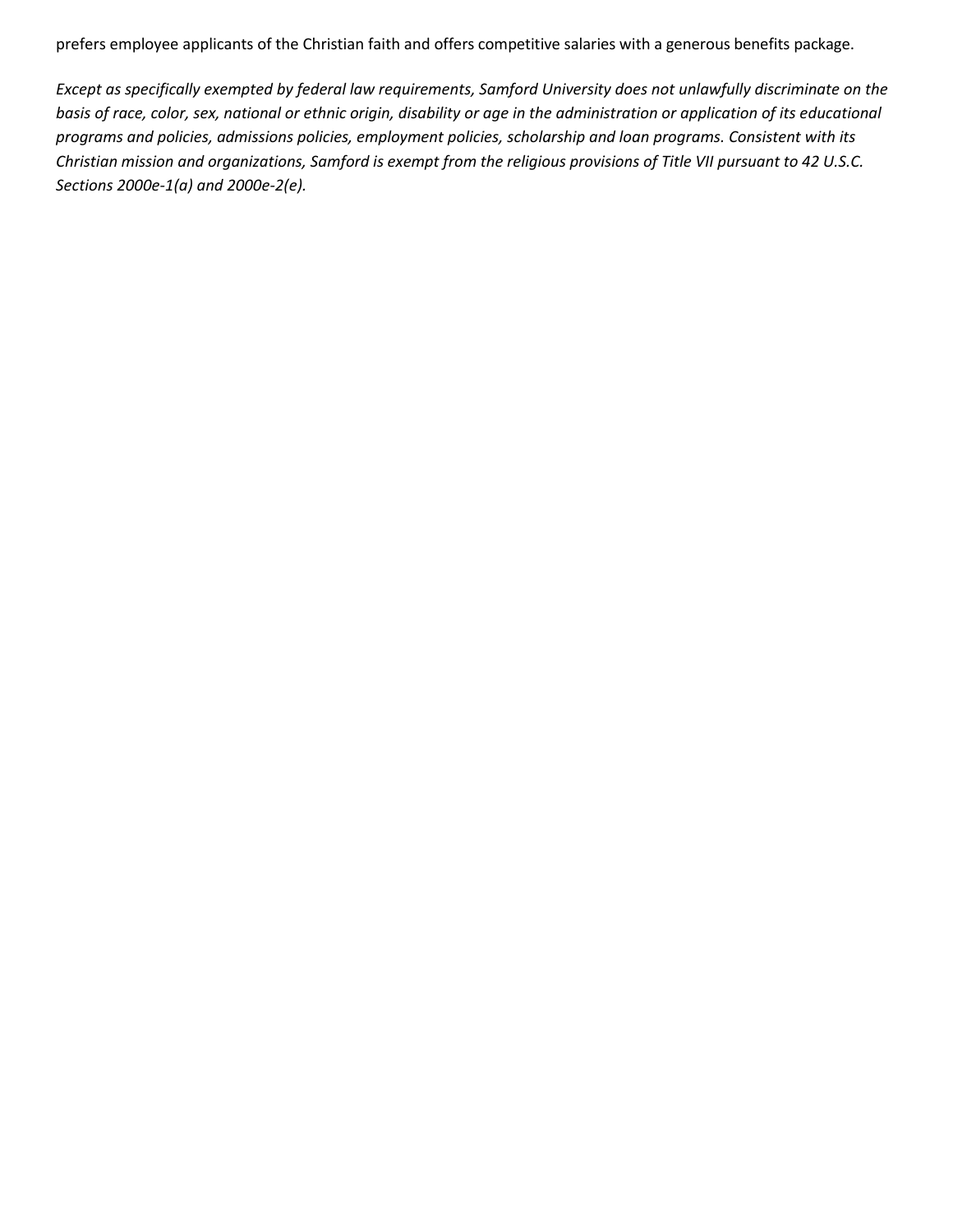prefers employee applicants of the Christian faith and offers competitive salaries with a generous benefits package.

*Except as specifically exempted by federal law requirements, Samford University does not unlawfully discriminate on the basis of race, color, sex, national or ethnic origin, disability or age in the administration or application of its educational programs and policies, admissions policies, employment policies, scholarship and loan programs. Consistent with its Christian mission and organizations, Samford is exempt from the religious provisions of Title VII pursuant to 42 U.S.C. Sections 2000e-1(a) and 2000e-2(e).*